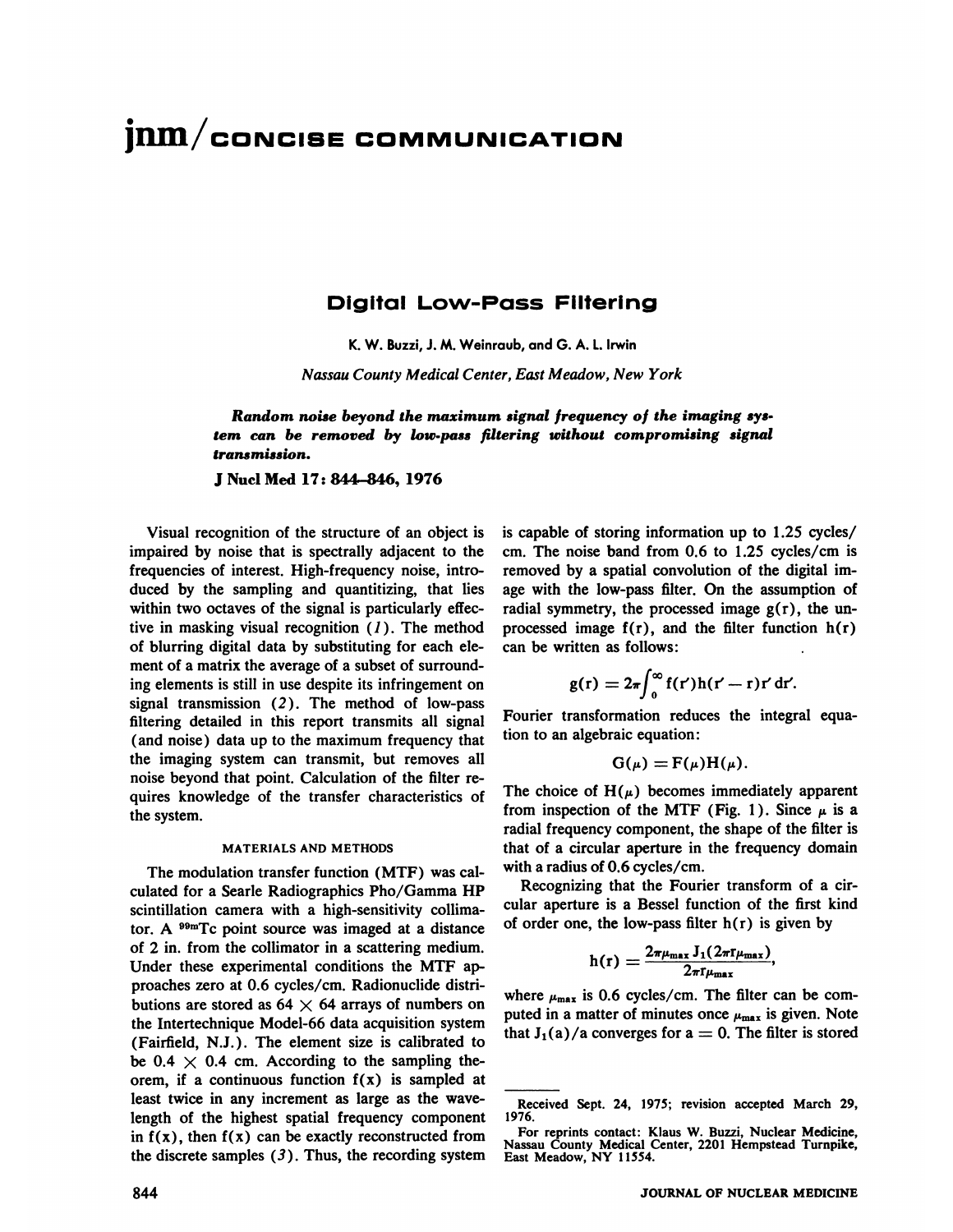# jnm / CONCISE COMMUNICATION

## Digital Low-Pass Filtering

K. W. Buzzi, J. M. Weinraub, and G. A. L. Irwin

*Nassau County Medical Center, East Meadow, New York*

***Random noise beyond the maximum signal frequency of the imaging system can be removed by low-pass filtering without compromising signal transmission.***

**J Nucl Med 17: 844–846, 1976**

Visual recognition of the structure of an object is impaired by noise that is spectrally adjacent to the frequencies of interest. High-frequency noise, introduced by the sampling and quantitizing, that lies within two octaves of the signal is particularly effective in masking visual recognition (*1*). The method of blurring digital data by substituting for each element of a matrix the average of a subset of surrounding elements is still in use despite its infringement on signal transmission (*2*). The method of low-pass filtering detailed in this report transmits all signal (and noise) data up to the maximum frequency that the imaging system can transmit, but removes all noise beyond that point. Calculation of the filter requires knowledge of the transfer characteristics of the system.

### MATERIALS AND METHODS

The modulation transfer function (MTF) was calculated for a Searle Radiographics Pho/Gamma HP scintillation camera with a high-sensitivity collimator. A $^{99m}$Tc point source was imaged at a distance of 2 in. from the collimator in a scattering medium. Under these experimental conditions the MTF approaches zero at 0.6 cycles/cm. Radionuclide distributions are stored as 64 × 64 arrays of numbers on the Intertechnique Model-66 data acquisition system (Fairfield, N.J.). The element size is calibrated to be 0.4 × 0.4 cm. According to the sampling theorem, if a continuous function f(x) is sampled at least twice in any increment as large as the wavelength of the highest spatial frequency component in f(x), then f(x) can be exactly reconstructed from the discrete samples (*3*). Thus, the recording system is capable of storing information up to 1.25 cycles/cm. The noise band from 0.6 to 1.25 cycles/cm is removed by a spatial convolution of the digital image with the low-pass filter. On the assumption of radial symmetry, the processed image g(r), the unprocessed image f(r), and the filter function h(r) can be written as follows:

$$g(r) = 2\pi \int_0^\infty f(r')h(r' - r)r'\, dr'.$$

Fourier transformation reduces the integral equation to an algebraic equation:

$$G(\mu) = F(\mu)H(\mu).$$

The choice of $H(\mu)$ becomes immediately apparent from inspection of the MTF (Fig. 1). Since $\mu$ is a radial frequency component, the shape of the filter is that of a circular aperture in the frequency domain with a radius of 0.6 cycles/cm.

Recognizing that the Fourier transform of a circular aperture is a Bessel function of the first kind of order one, the low-pass filter h(r) is given by

$$h(r) = \frac{2\pi\mu_{max} J_1(2\pi r\mu_{max})}{2\pi r\mu_{max}},$$

where $\mu_{max}$ is 0.6 cycles/cm. The filter can be computed in a matter of minutes once $\mu_{max}$ is given. Note that $J_1(a)/a$ converges for a = 0. The filter is stored

---

Received Sept. 24, 1975; revision accepted March 29, 1976.

For reprints contact: Klaus W. Buzzi, Nuclear Medicine, Nassau County Medical Center, 2201 Hempstead Turnpike, East Meadow, NY 11554.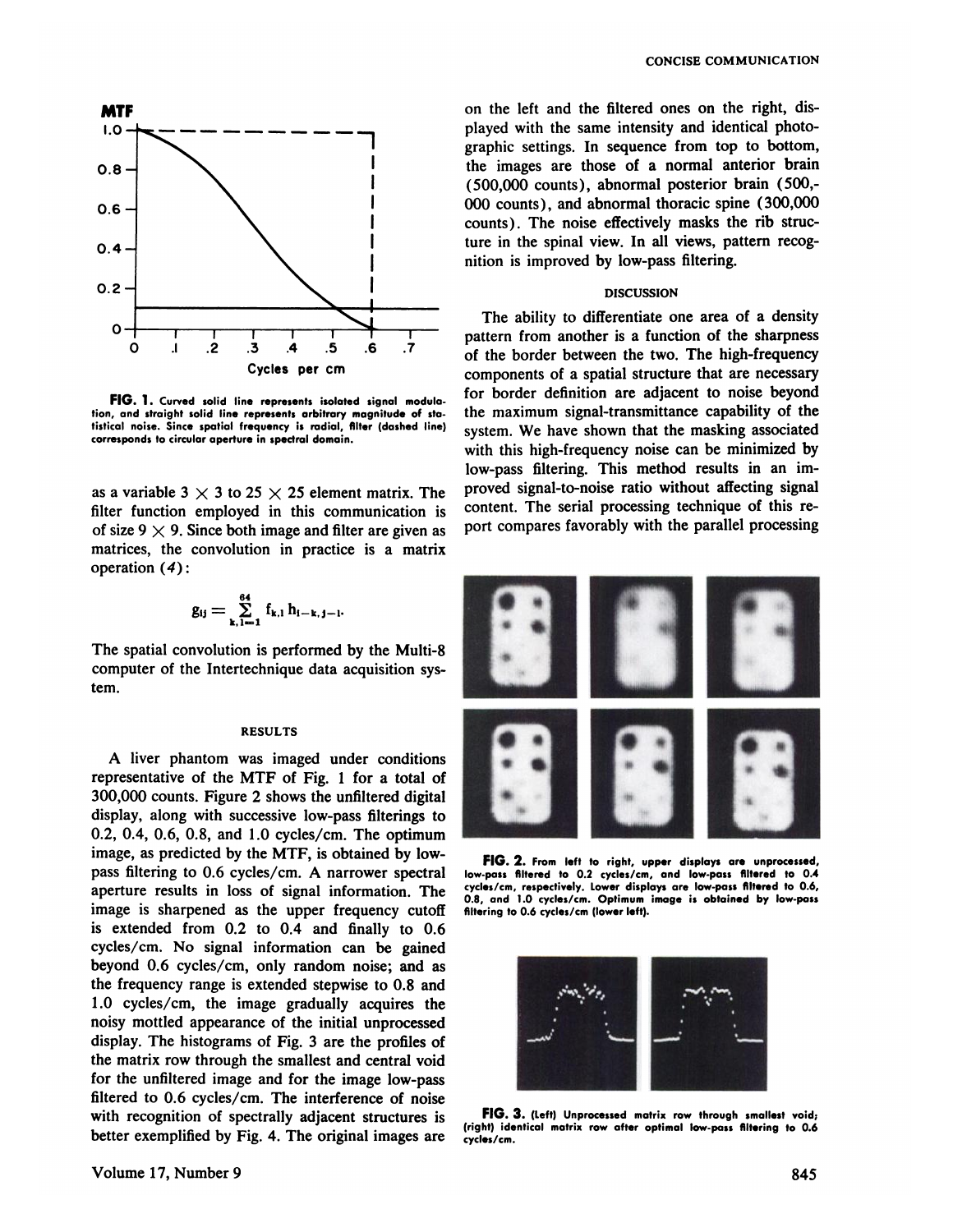FIG. 1. Curved solid line represents isolated signal modulation, and straight solid line represents arbitrary magnitude of statistical noise. Since spatial frequency is radial, filter (dashed line) corresponds to circular aperture in spectral domain.

as a variable $3 \times 3$ to $25 \times 25$ element matrix. The filter function employed in this communication is of size $9 \times 9$. Since both image and filter are given as matrices, the convolution in practice is a matrix operation (*4*):

$$g_{ij} = \sum_{k,l=1}^{64} f_{k,l}\, h_{i-k,\,j-l}.$$

The spatial convolution is performed by the Multi-8 computer of the Intertechnique data acquisition system.

## RESULTS

A liver phantom was imaged under conditions representative of the MTF of Fig. 1 for a total of 300,000 counts. Figure 2 shows the unfiltered digital display, along with successive low-pass filterings to 0.2, 0.4, 0.6, 0.8, and 1.0 cycles/cm. The optimum image, as predicted by the MTF, is obtained by low-pass filtering to 0.6 cycles/cm. A narrower spectral aperture results in loss of signal information. The image is sharpened as the upper frequency cutoff is extended from 0.2 to 0.4 and finally to 0.6 cycles/cm. No signal information can be gained beyond 0.6 cycles/cm, only random noise; and as the frequency range is extended stepwise to 0.8 and 1.0 cycles/cm, the image gradually acquires the noisy mottled appearance of the initial unprocessed display. The histograms of Fig. 3 are the profiles of the matrix row through the smallest and central void for the unfiltered image and for the image low-pass filtered to 0.6 cycles/cm. The interference of noise with recognition of spectrally adjacent structures is better exemplified by Fig. 4. The original images are on the left and the filtered ones on the right, displayed with the same intensity and identical photographic settings. In sequence from top to bottom, the images are those of a normal anterior brain (500,000 counts), abnormal posterior brain (500,000 counts), and abnormal thoracic spine (300,000 counts). The noise effectively masks the rib structure in the spinal view. In all views, pattern recognition is improved by low-pass filtering.

## DISCUSSION

The ability to differentiate one area of a density pattern from another is a function of the sharpness of the border between the two. The high-frequency components of a spatial structure that are necessary for border definition are adjacent to noise beyond the maximum signal-transmittance capability of the system. We have shown that the masking associated with this high-frequency noise can be minimized by low-pass filtering. This method results in an improved signal-to-noise ratio without affecting signal content. The serial processing technique of this report compares favorably with the parallel processing

FIG. 2. From left to right, upper displays are unprocessed, low-pass filtered to 0.2 cycles/cm, and low-pass filtered to 0.4 cycles/cm, respectively. Lower displays are low-pass filtered to 0.6, 0.8, and 1.0 cycles/cm. Optimum image is obtained by low-pass filtering to 0.6 cycles/cm (lower left).

FIG. 3. (Left) Unprocessed matrix row through smallest void; (right) identical matrix row after optimal low-pass filtering to 0.6 cycles/cm.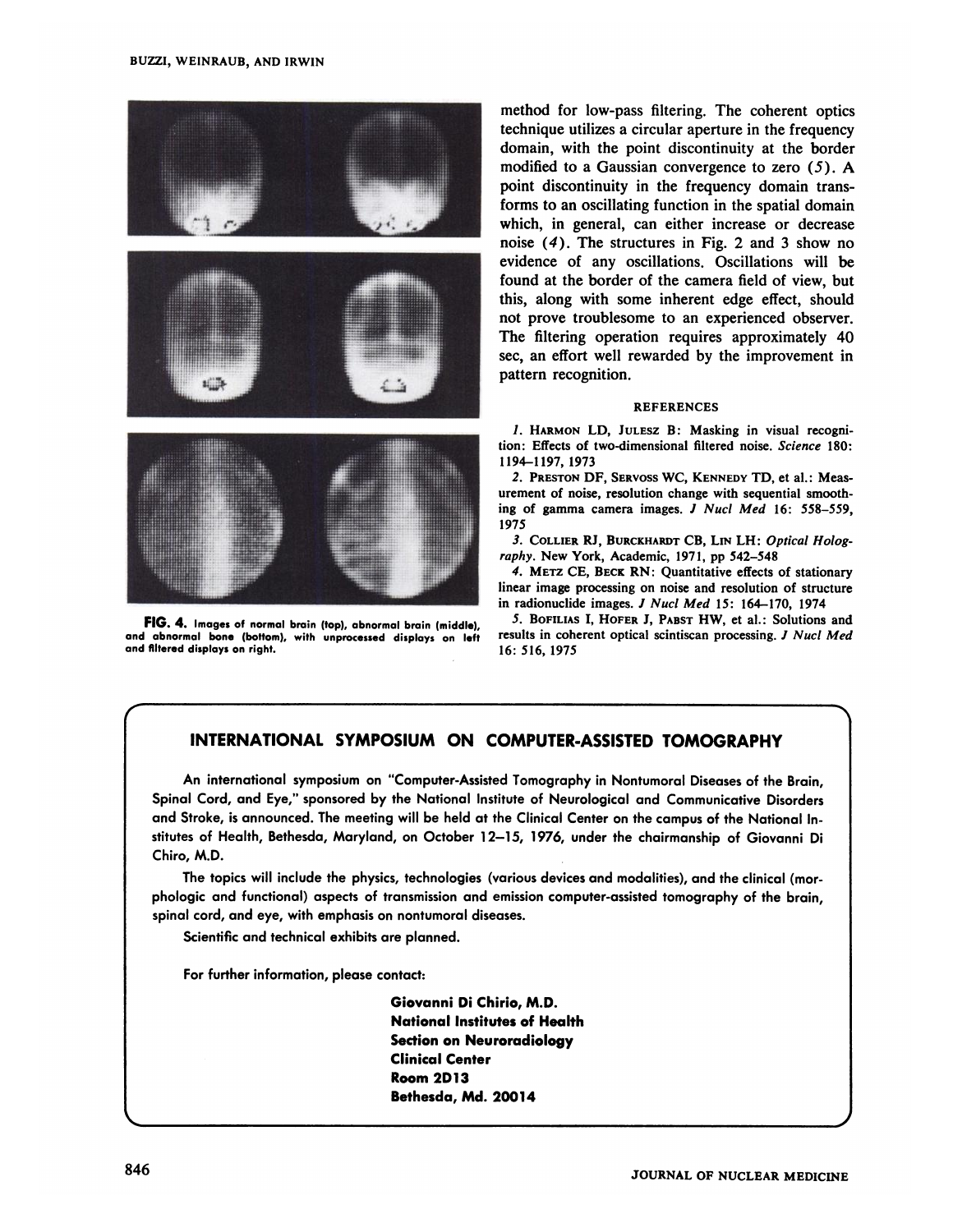FIG. 4. Images of normal brain (top), abnormal brain (middle), and abnormal bone (bottom), with unprocessed displays on left and filtered displays on right.

method for low-pass filtering. The coherent optics technique utilizes a circular aperture in the frequency domain, with the point discontinuity at the border modified to a Gaussian convergence to zero (*5*). A point discontinuity in the frequency domain transforms to an oscillating function in the spatial domain which, in general, can either increase or decrease noise (*4*). The structures in Fig. 2 and 3 show no evidence of any oscillations. Oscillations will be found at the border of the camera field of view, but this, along with some inherent edge effect, should not prove troublesome to an experienced observer. The filtering operation requires approximately 40 sec, an effort well rewarded by the improvement in pattern recognition.

## REFERENCES

*1.* HARMON LD, JULESZ B: Masking in visual recognition: Effects of two-dimensional filtered noise. *Science* 180: 1194–1197, 1973

*2.* PRESTON DF, SERVOSS WC, KENNEDY TD, et al.: Measurement of noise, resolution change with sequential smoothing of gamma camera images. *J Nucl Med* 16: 558–559, 1975

*3.* COLLIER RJ, BURCKHARDT CB, LIN LH: *Optical Holography*. New York, Academic, 1971, pp 542–548

*4.* METZ CE, BECK RN: Quantitative effects of stationary linear image processing on noise and resolution of structure in radionuclide images. *J Nucl Med* 15: 164–170, 1974

*5.* BOFILIAS I, HOFER J, PABST HW, et al.: Solutions and results in coherent optical scintiscan processing. *J Nucl Med* 16: 516, 1975

## INTERNATIONAL SYMPOSIUM ON COMPUTER-ASSISTED TOMOGRAPHY

An international symposium on "Computer-Assisted Tomography in Nontumoral Diseases of the Brain, Spinal Cord, and Eye," sponsored by the National Institute of Neurological and Communicative Disorders and Stroke, is announced. The meeting will be held at the Clinical Center on the campus of the National Institutes of Health, Bethesda, Maryland, on October 12–15, 1976, under the chairmanship of Giovanni Di Chiro, M.D.

The topics will include the physics, technologies (various devices and modalities), and the clinical (morphologic and functional) aspects of transmission and emission computer-assisted tomography of the brain, spinal cord, and eye, with emphasis on nontumoral diseases.

Scientific and technical exhibits are planned.

For further information, please contact:

**Giovanni Di Chirio, M.D.**
**National Institutes of Health**
**Section on Neuroradiology**
**Clinical Center**
**Room 2D13**
**Bethesda, Md. 20014**